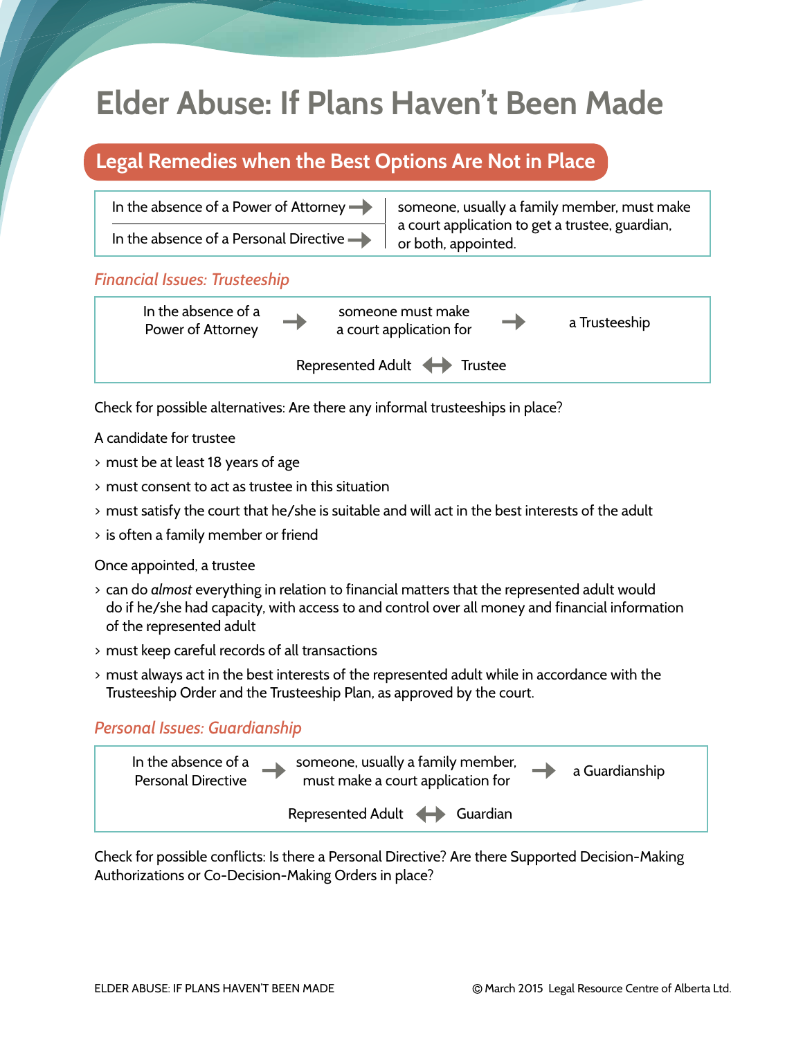# Elder Abuse: If Plans Haven't Been Made

## Legal Remedies when the Best Options Are Not in Place

| | |
|---|---|
| In the absence of a Power of Attorney → | someone, usually a family member, must make a court application to get a trustee, guardian, or both, appointed. |
| In the absence of a Personal Directive → | |

### *Financial Issues: Trusteeship*

In the absence of a Power of Attorney → someone must make a court application for → a Trusteeship

Represented Adult ↔ Trustee

Check for possible alternatives: Are there any informal trusteeships in place?

A candidate for trustee

- must be at least 18 years of age
- must consent to act as trustee in this situation
- must satisfy the court that he/she is suitable and will act in the best interests of the adult
- is often a family member or friend

Once appointed, a trustee

- can do *almost* everything in relation to financial matters that the represented adult would do if he/she had capacity, with access to and control over all money and financial information of the represented adult
- must keep careful records of all transactions
- must always act in the best interests of the represented adult while in accordance with the Trusteeship Order and the Trusteeship Plan, as approved by the court.

### *Personal Issues: Guardianship*

In the absence of a Personal Directive → someone, usually a family member, must make a court application for → a Guardianship

Represented Adult ↔ Guardian

Check for possible conflicts: Is there a Personal Directive? Are there Supported Decision-Making Authorizations or Co-Decision-Making Orders in place?

© March 2015 Legal Resource Centre of Alberta Ltd.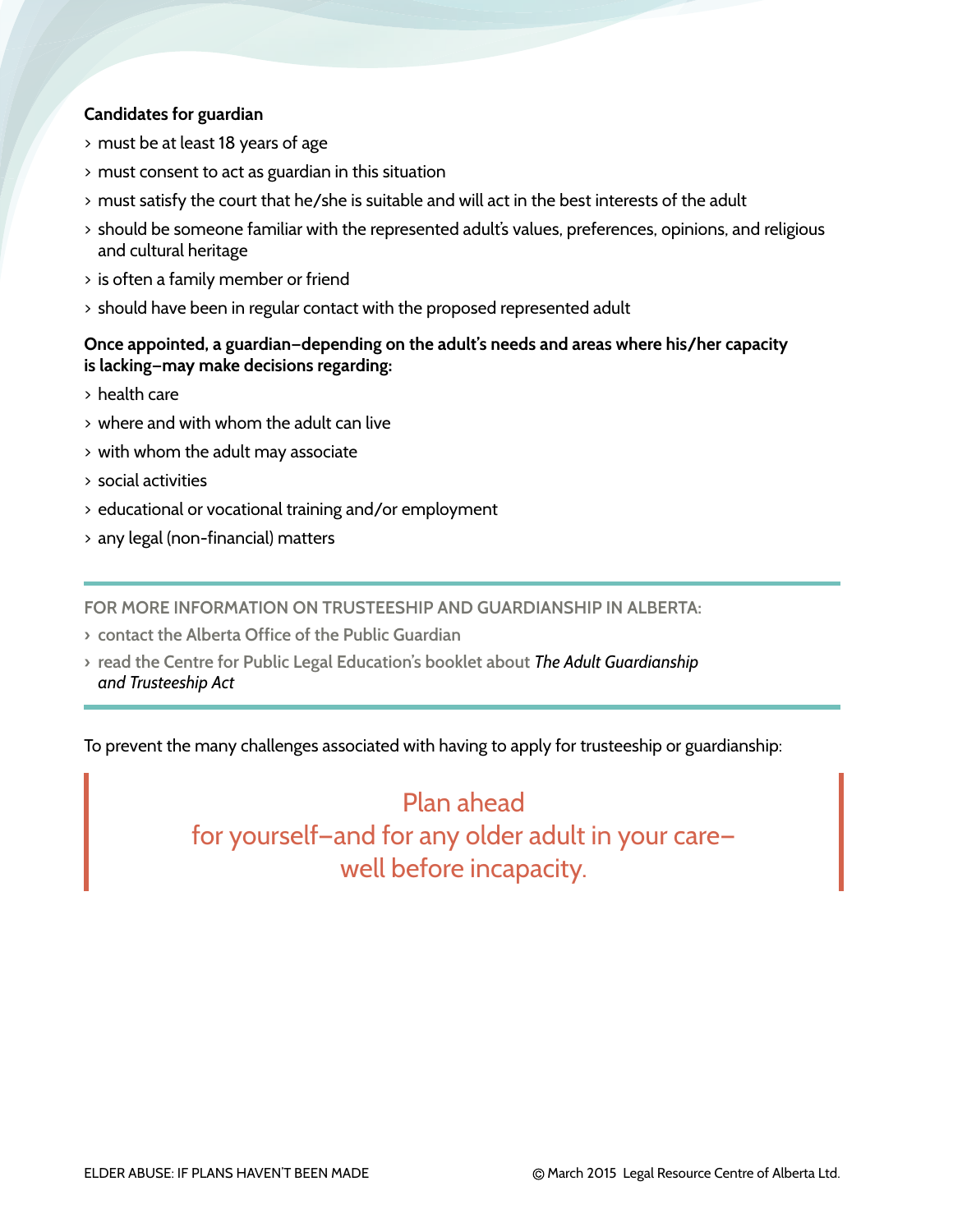**Candidates for guardian**

- must be at least 18 years of age
- must consent to act as guardian in this situation
- must satisfy the court that he/she is suitable and will act in the best interests of the adult
- should be someone familiar with the represented adult's values, preferences, opinions, and religious and cultural heritage
- is often a family member or friend
- should have been in regular contact with the proposed represented adult

**Once appointed, a guardian–depending on the adult's needs and areas where his/her capacity is lacking–may make decisions regarding:**

- health care
- where and with whom the adult can live
- with whom the adult may associate
- social activities
- educational or vocational training and/or employment
- any legal (non-financial) matters

---

**FOR MORE INFORMATION ON TRUSTEESHIP AND GUARDIANSHIP IN ALBERTA:**

- **contact the Alberta Office of the Public Guardian**
- **read the Centre for Public Legal Education's booklet about** ***The Adult Guardianship and Trusteeship Act***

---

To prevent the many challenges associated with having to apply for trusteeship or guardianship:

> Plan ahead
> for yourself–and for any older adult in your care–
> well before incapacity.